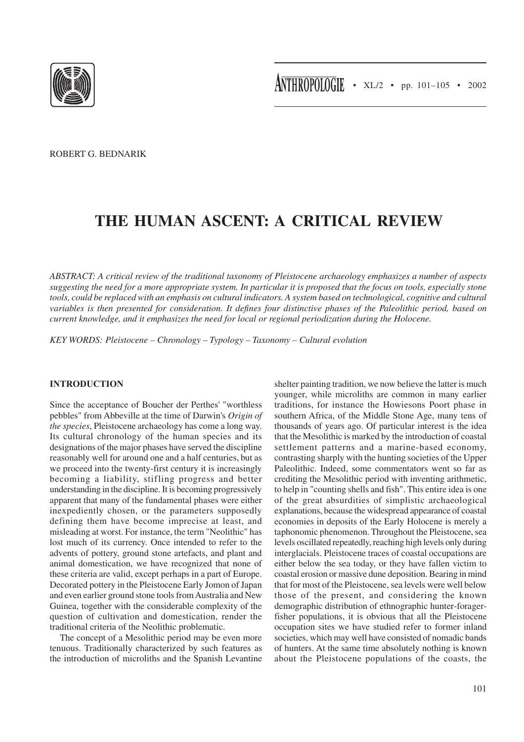ROBERT G. BEDNARIK

# THE HUMAN ASCENT: A CRITICAL REVIEW

*ABSTRACT: A critical review of the traditional taxonomy of Pleistocene archaeology emphasizes a number of aspects suggesting the need for a more appropriate system. In particular it is proposed that the focus on tools, especially stone tools, could be replaced with an emphasis on cultural indicators. A system based on technological, cognitive and cultural variables is then presented for consideration. It defines four distinctive phases of the Paleolithic period, based on current knowledge, and it emphasizes the need for local or regional periodization during the Holocene.*

*KEY WORDS: Pleistocene – Chronology – Typology – Taxonomy – Cultural evolution*

## INTRODUCTION

Since the acceptance of Boucher der Perthes' "worthless pebbles" from Abbeville at the time of Darwin's *Origin of the species*, Pleistocene archaeology has come a long way. Its cultural chronology of the human species and its designations of the major phases have served the discipline reasonably well for around one and a half centuries, but as we proceed into the twenty-first century it is increasingly becoming a liability, stifling progress and better understanding in the discipline. It is becoming progressively apparent that many of the fundamental phases were either inexpediently chosen, or the parameters supposedly defining them have become imprecise at least, and misleading at worst. For instance, the term "Neolithic" has lost much of its currency. Once intended to refer to the advents of pottery, ground stone artefacts, and plant and animal domestication, we have recognized that none of these criteria are valid, except perhaps in a part of Europe. Decorated pottery in the Pleistocene Early Jomon of Japan and even earlier ground stone tools from Australia and New Guinea, together with the considerable complexity of the question of cultivation and domestication, render the traditional criteria of the Neolithic problematic.

The concept of a Mesolithic period may be even more tenuous. Traditionally characterized by such features as the introduction of microliths and the Spanish Levantine shelter painting tradition, we now believe the latter is much younger, while microliths are common in many earlier traditions, for instance the Howiesons Poort phase in southern Africa, of the Middle Stone Age, many tens of thousands of years ago. Of particular interest is the idea that the Mesolithic is marked by the introduction of coastal settlement patterns and a marine-based economy, contrasting sharply with the hunting societies of the Upper Paleolithic. Indeed, some commentators went so far as crediting the Mesolithic period with inventing arithmetic, to help in "counting shells and fish". This entire idea is one of the great absurdities of simplistic archaeological explanations, because the widespread appearance of coastal economies in deposits of the Early Holocene is merely a taphonomic phenomenon. Throughout the Pleistocene, sea levels oscillated repeatedly, reaching high levels only during interglacials. Pleistocene traces of coastal occupations are either below the sea today, or they have fallen victim to coastal erosion or massive dune deposition. Bearing in mind that for most of the Pleistocene, sea levels were well below those of the present, and considering the known demographic distribution of ethnographic hunter-forager-fisher populations, it is obvious that all the Pleistocene occupation sites we have studied refer to former inland societies, which may well have consisted of nomadic bands of hunters. At the same time absolutely nothing is known about the Pleistocene populations of the coasts, the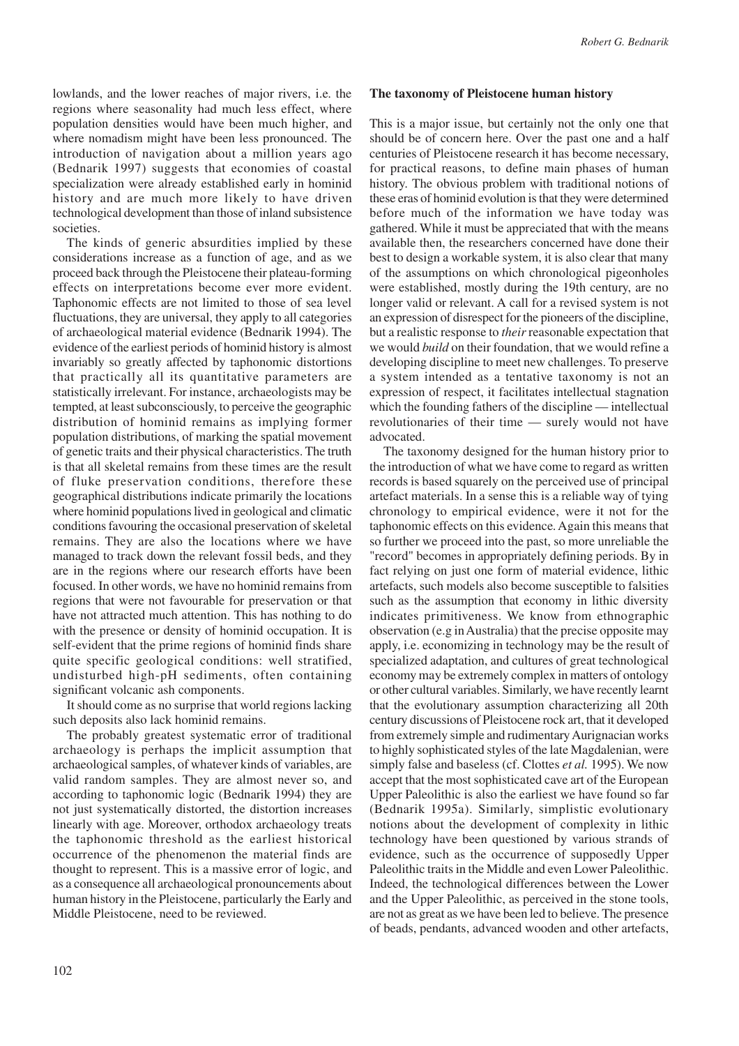lowlands, and the lower reaches of major rivers, i.e. the regions where seasonality had much less effect, where population densities would have been much higher, and where nomadism might have been less pronounced. The introduction of navigation about a million years ago (Bednarik 1997) suggests that economies of coastal specialization were already established early in hominid history and are much more likely to have driven technological development than those of inland subsistence societies.

The kinds of generic absurdities implied by these considerations increase as a function of age, and as we proceed back through the Pleistocene their plateau-forming effects on interpretations become ever more evident. Taphonomic effects are not limited to those of sea level fluctuations, they are universal, they apply to all categories of archaeological material evidence (Bednarik 1994). The evidence of the earliest periods of hominid history is almost invariably so greatly affected by taphonomic distortions that practically all its quantitative parameters are statistically irrelevant. For instance, archaeologists may be tempted, at least subconsciously, to perceive the geographic distribution of hominid remains as implying former population distributions, of marking the spatial movement of genetic traits and their physical characteristics. The truth is that all skeletal remains from these times are the result of fluke preservation conditions, therefore these geographical distributions indicate primarily the locations where hominid populations lived in geological and climatic conditions favouring the occasional preservation of skeletal remains. They are also the locations where we have managed to track down the relevant fossil beds, and they are in the regions where our research efforts have been focused. In other words, we have no hominid remains from regions that were not favourable for preservation or that have not attracted much attention. This has nothing to do with the presence or density of hominid occupation. It is self-evident that the prime regions of hominid finds share quite specific geological conditions: well stratified, undisturbed high-pH sediments, often containing significant volcanic ash components.

It should come as no surprise that world regions lacking such deposits also lack hominid remains.

The probably greatest systematic error of traditional archaeology is perhaps the implicit assumption that archaeological samples, of whatever kinds of variables, are valid random samples. They are almost never so, and according to taphonomic logic (Bednarik 1994) they are not just systematically distorted, the distortion increases linearly with age. Moreover, orthodox archaeology treats the taphonomic threshold as the earliest historical occurrence of the phenomenon the material finds are thought to represent. This is a massive error of logic, and as a consequence all archaeological pronouncements about human history in the Pleistocene, particularly the Early and Middle Pleistocene, need to be reviewed.

**The taxonomy of Pleistocene human history**

This is a major issue, but certainly not the only one that should be of concern here. Over the past one and a half centuries of Pleistocene research it has become necessary, for practical reasons, to define main phases of human history. The obvious problem with traditional notions of these eras of hominid evolution is that they were determined before much of the information we have today was gathered. While it must be appreciated that with the means available then, the researchers concerned have done their best to design a workable system, it is also clear that many of the assumptions on which chronological pigeonholes were established, mostly during the 19th century, are no longer valid or relevant. A call for a revised system is not an expression of disrespect for the pioneers of the discipline, but a realistic response to *their* reasonable expectation that we would *build* on their foundation, that we would refine a developing discipline to meet new challenges. To preserve a system intended as a tentative taxonomy is not an expression of respect, it facilitates intellectual stagnation which the founding fathers of the discipline — intellectual revolutionaries of their time — surely would not have advocated.

The taxonomy designed for the human history prior to the introduction of what we have come to regard as written records is based squarely on the perceived use of principal artefact materials. In a sense this is a reliable way of tying chronology to empirical evidence, were it not for the taphonomic effects on this evidence. Again this means that so further we proceed into the past, so more unreliable the "record" becomes in appropriately defining periods. By in fact relying on just one form of material evidence, lithic artefacts, such models also become susceptible to falsities such as the assumption that economy in lithic diversity indicates primitiveness. We know from ethnographic observation (e.g in Australia) that the precise opposite may apply, i.e. economizing in technology may be the result of specialized adaptation, and cultures of great technological economy may be extremely complex in matters of ontology or other cultural variables. Similarly, we have recently learnt that the evolutionary assumption characterizing all 20th century discussions of Pleistocene rock art, that it developed from extremely simple and rudimentary Aurignacian works to highly sophisticated styles of the late Magdalenian, were simply false and baseless (cf. Clottes *et al.* 1995). We now accept that the most sophisticated cave art of the European Upper Paleolithic is also the earliest we have found so far (Bednarik 1995a). Similarly, simplistic evolutionary notions about the development of complexity in lithic technology have been questioned by various strands of evidence, such as the occurrence of supposedly Upper Paleolithic traits in the Middle and even Lower Paleolithic. Indeed, the technological differences between the Lower and the Upper Paleolithic, as perceived in the stone tools, are not as great as we have been led to believe. The presence of beads, pendants, advanced wooden and other artefacts,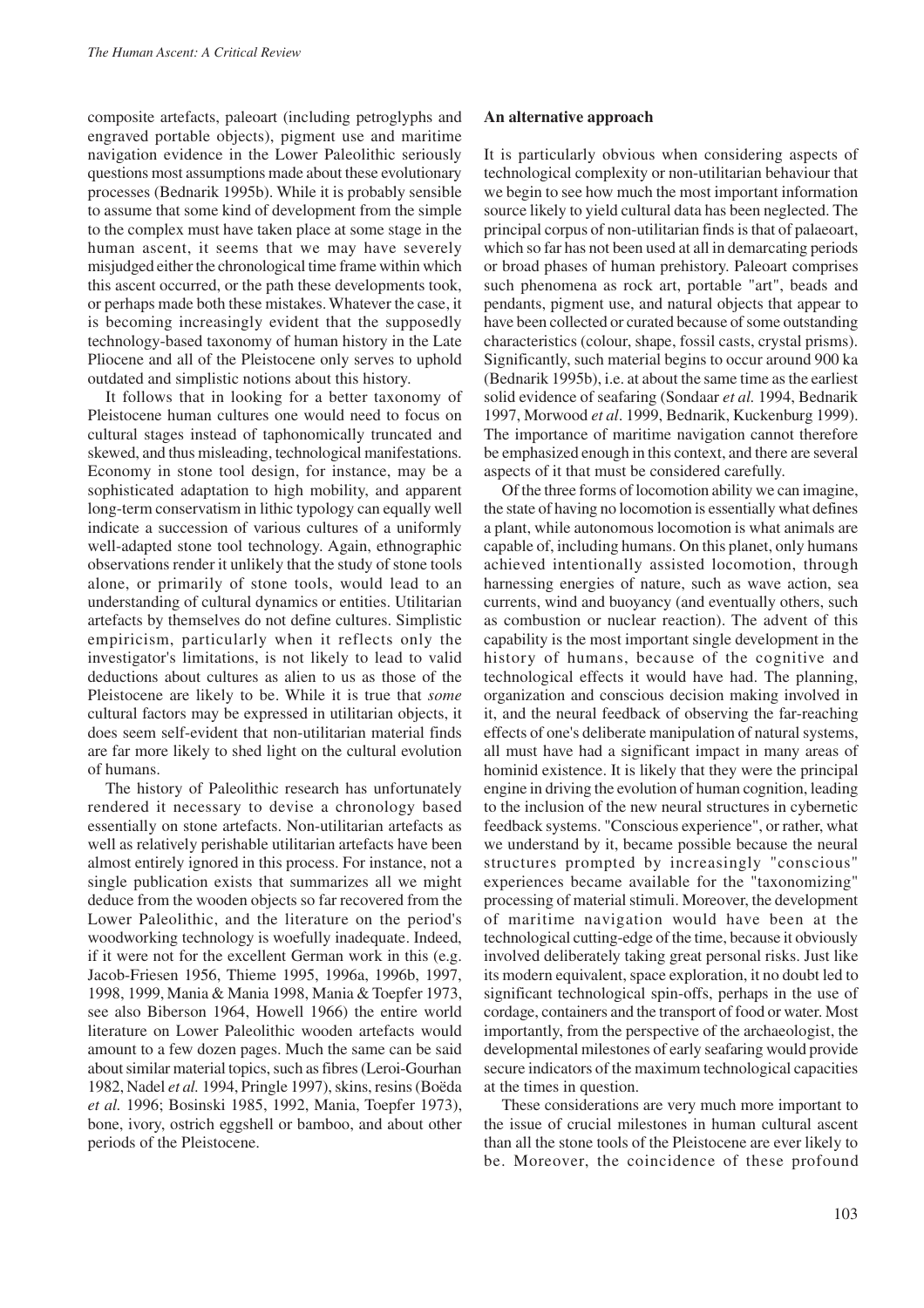composite artefacts, paleoart (including petroglyphs and engraved portable objects), pigment use and maritime navigation evidence in the Lower Paleolithic seriously questions most assumptions made about these evolutionary processes (Bednarik 1995b). While it is probably sensible to assume that some kind of development from the simple to the complex must have taken place at some stage in the human ascent, it seems that we may have severely misjudged either the chronological time frame within which this ascent occurred, or the path these developments took, or perhaps made both these mistakes. Whatever the case, it is becoming increasingly evident that the supposedly technology-based taxonomy of human history in the Late Pliocene and all of the Pleistocene only serves to uphold outdated and simplistic notions about this history.

It follows that in looking for a better taxonomy of Pleistocene human cultures one would need to focus on cultural stages instead of taphonomically truncated and skewed, and thus misleading, technological manifestations. Economy in stone tool design, for instance, may be a sophisticated adaptation to high mobility, and apparent long-term conservatism in lithic typology can equally well indicate a succession of various cultures of a uniformly well-adapted stone tool technology. Again, ethnographic observations render it unlikely that the study of stone tools alone, or primarily of stone tools, would lead to an understanding of cultural dynamics or entities. Utilitarian artefacts by themselves do not define cultures. Simplistic empiricism, particularly when it reflects only the investigator's limitations, is not likely to lead to valid deductions about cultures as alien to us as those of the Pleistocene are likely to be. While it is true that *some* cultural factors may be expressed in utilitarian objects, it does seem self-evident that non-utilitarian material finds are far more likely to shed light on the cultural evolution of humans.

The history of Paleolithic research has unfortunately rendered it necessary to devise a chronology based essentially on stone artefacts. Non-utilitarian artefacts as well as relatively perishable utilitarian artefacts have been almost entirely ignored in this process. For instance, not a single publication exists that summarizes all we might deduce from the wooden objects so far recovered from the Lower Paleolithic, and the literature on the period's woodworking technology is woefully inadequate. Indeed, if it were not for the excellent German work in this (e.g. Jacob-Friesen 1956, Thieme 1995, 1996a, 1996b, 1997, 1998, 1999, Mania & Mania 1998, Mania & Toepfer 1973, see also Biberson 1964, Howell 1966) the entire world literature on Lower Paleolithic wooden artefacts would amount to a few dozen pages. Much the same can be said about similar material topics, such as fibres (Leroi-Gourhan 1982, Nadel *et al.* 1994, Pringle 1997), skins, resins (Boëda *et al.* 1996; Bosinski 1985, 1992, Mania, Toepfer 1973), bone, ivory, ostrich eggshell or bamboo, and about other periods of the Pleistocene.

**An alternative approach**

It is particularly obvious when considering aspects of technological complexity or non-utilitarian behaviour that we begin to see how much the most important information source likely to yield cultural data has been neglected. The principal corpus of non-utilitarian finds is that of palaeoart, which so far has not been used at all in demarcating periods or broad phases of human prehistory. Paleoart comprises such phenomena as rock art, portable "art", beads and pendants, pigment use, and natural objects that appear to have been collected or curated because of some outstanding characteristics (colour, shape, fossil casts, crystal prisms). Significantly, such material begins to occur around 900 ka (Bednarik 1995b), i.e. at about the same time as the earliest solid evidence of seafaring (Sondaar *et al.* 1994, Bednarik 1997, Morwood *et al*. 1999, Bednarik, Kuckenburg 1999). The importance of maritime navigation cannot therefore be emphasized enough in this context, and there are several aspects of it that must be considered carefully.

Of the three forms of locomotion ability we can imagine, the state of having no locomotion is essentially what defines a plant, while autonomous locomotion is what animals are capable of, including humans. On this planet, only humans achieved intentionally assisted locomotion, through harnessing energies of nature, such as wave action, sea currents, wind and buoyancy (and eventually others, such as combustion or nuclear reaction). The advent of this capability is the most important single development in the history of humans, because of the cognitive and technological effects it would have had. The planning, organization and conscious decision making involved in it, and the neural feedback of observing the far-reaching effects of one's deliberate manipulation of natural systems, all must have had a significant impact in many areas of hominid existence. It is likely that they were the principal engine in driving the evolution of human cognition, leading to the inclusion of the new neural structures in cybernetic feedback systems. "Conscious experience", or rather, what we understand by it, became possible because the neural structures prompted by increasingly "conscious" experiences became available for the "taxonomizing" processing of material stimuli. Moreover, the development of maritime navigation would have been at the technological cutting-edge of the time, because it obviously involved deliberately taking great personal risks. Just like its modern equivalent, space exploration, it no doubt led to significant technological spin-offs, perhaps in the use of cordage, containers and the transport of food or water. Most importantly, from the perspective of the archaeologist, the developmental milestones of early seafaring would provide secure indicators of the maximum technological capacities at the times in question.

These considerations are very much more important to the issue of crucial milestones in human cultural ascent than all the stone tools of the Pleistocene are ever likely to be. Moreover, the coincidence of these profound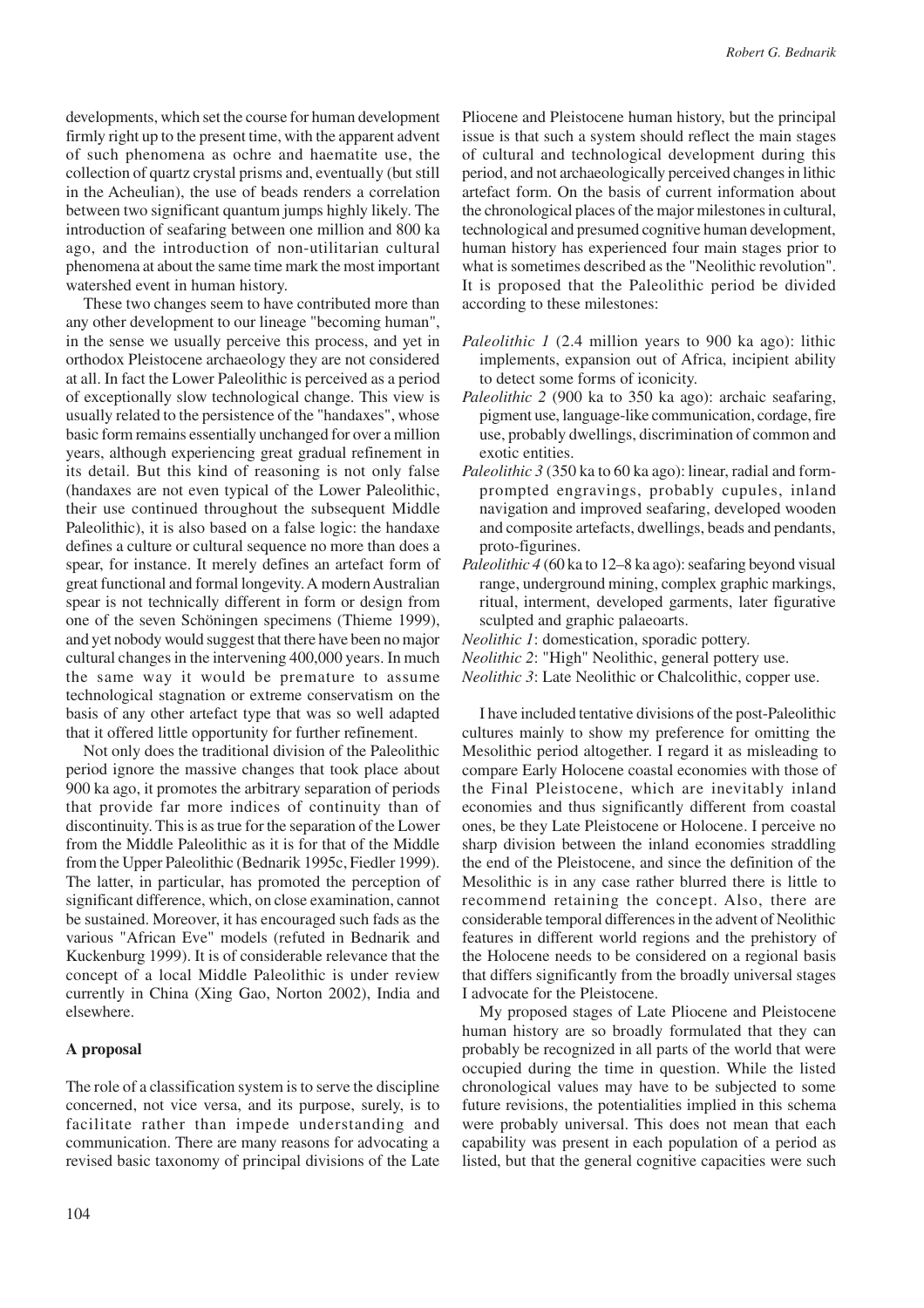developments, which set the course for human development firmly right up to the present time, with the apparent advent of such phenomena as ochre and haematite use, the collection of quartz crystal prisms and, eventually (but still in the Acheulian), the use of beads renders a correlation between two significant quantum jumps highly likely. The introduction of seafaring between one million and 800 ka ago, and the introduction of non-utilitarian cultural phenomena at about the same time mark the most important watershed event in human history.

These two changes seem to have contributed more than any other development to our lineage "becoming human", in the sense we usually perceive this process, and yet in orthodox Pleistocene archaeology they are not considered at all. In fact the Lower Paleolithic is perceived as a period of exceptionally slow technological change. This view is usually related to the persistence of the "handaxes", whose basic form remains essentially unchanged for over a million years, although experiencing great gradual refinement in its detail. But this kind of reasoning is not only false (handaxes are not even typical of the Lower Paleolithic, their use continued throughout the subsequent Middle Paleolithic), it is also based on a false logic: the handaxe defines a culture or cultural sequence no more than does a spear, for instance. It merely defines an artefact form of great functional and formal longevity. A modern Australian spear is not technically different in form or design from one of the seven Schöningen specimens (Thieme 1999), and yet nobody would suggest that there have been no major cultural changes in the intervening 400,000 years. In much the same way it would be premature to assume technological stagnation or extreme conservatism on the basis of any other artefact type that was so well adapted that it offered little opportunity for further refinement.

Not only does the traditional division of the Paleolithic period ignore the massive changes that took place about 900 ka ago, it promotes the arbitrary separation of periods that provide far more indices of continuity than of discontinuity. This is as true for the separation of the Lower from the Middle Paleolithic as it is for that of the Middle from the Upper Paleolithic (Bednarik 1995c, Fiedler 1999). The latter, in particular, has promoted the perception of significant difference, which, on close examination, cannot be sustained. Moreover, it has encouraged such fads as the various "African Eve" models (refuted in Bednarik and Kuckenburg 1999). It is of considerable relevance that the concept of a local Middle Paleolithic is under review currently in China (Xing Gao, Norton 2002), India and elsewhere.

## A proposal

The role of a classification system is to serve the discipline concerned, not vice versa, and its purpose, surely, is to facilitate rather than impede understanding and communication. There are many reasons for advocating a revised basic taxonomy of principal divisions of the Late Pliocene and Pleistocene human history, but the principal issue is that such a system should reflect the main stages of cultural and technological development during this period, and not archaeologically perceived changes in lithic artefact form. On the basis of current information about the chronological places of the major milestones in cultural, technological and presumed cognitive human development, human history has experienced four main stages prior to what is sometimes described as the "Neolithic revolution". It is proposed that the Paleolithic period be divided according to these milestones:

- *Paleolithic 1* (2.4 million years to 900 ka ago): lithic implements, expansion out of Africa, incipient ability to detect some forms of iconicity.
- *Paleolithic 2* (900 ka to 350 ka ago): archaic seafaring, pigment use, language-like communication, cordage, fire use, probably dwellings, discrimination of common and exotic entities.
- *Paleolithic 3* (350 ka to 60 ka ago): linear, radial and form-prompted engravings, probably cupules, inland navigation and improved seafaring, developed wooden and composite artefacts, dwellings, beads and pendants, proto-figurines.
- *Paleolithic 4* (60 ka to 12–8 ka ago): seafaring beyond visual range, underground mining, complex graphic markings, ritual, interment, developed garments, later figurative sculpted and graphic palaeoarts.
- *Neolithic 1*: domestication, sporadic pottery.
- *Neolithic 2*: "High" Neolithic, general pottery use.
- *Neolithic 3*: Late Neolithic or Chalcolithic, copper use.

I have included tentative divisions of the post-Paleolithic cultures mainly to show my preference for omitting the Mesolithic period altogether. I regard it as misleading to compare Early Holocene coastal economies with those of the Final Pleistocene, which are inevitably inland economies and thus significantly different from coastal ones, be they Late Pleistocene or Holocene. I perceive no sharp division between the inland economies straddling the end of the Pleistocene, and since the definition of the Mesolithic is in any case rather blurred there is little to recommend retaining the concept. Also, there are considerable temporal differences in the advent of Neolithic features in different world regions and the prehistory of the Holocene needs to be considered on a regional basis that differs significantly from the broadly universal stages I advocate for the Pleistocene.

My proposed stages of Late Pliocene and Pleistocene human history are so broadly formulated that they can probably be recognized in all parts of the world that were occupied during the time in question. While the listed chronological values may have to be subjected to some future revisions, the potentialities implied in this schema were probably universal. This does not mean that each capability was present in each population of a period as listed, but that the general cognitive capacities were such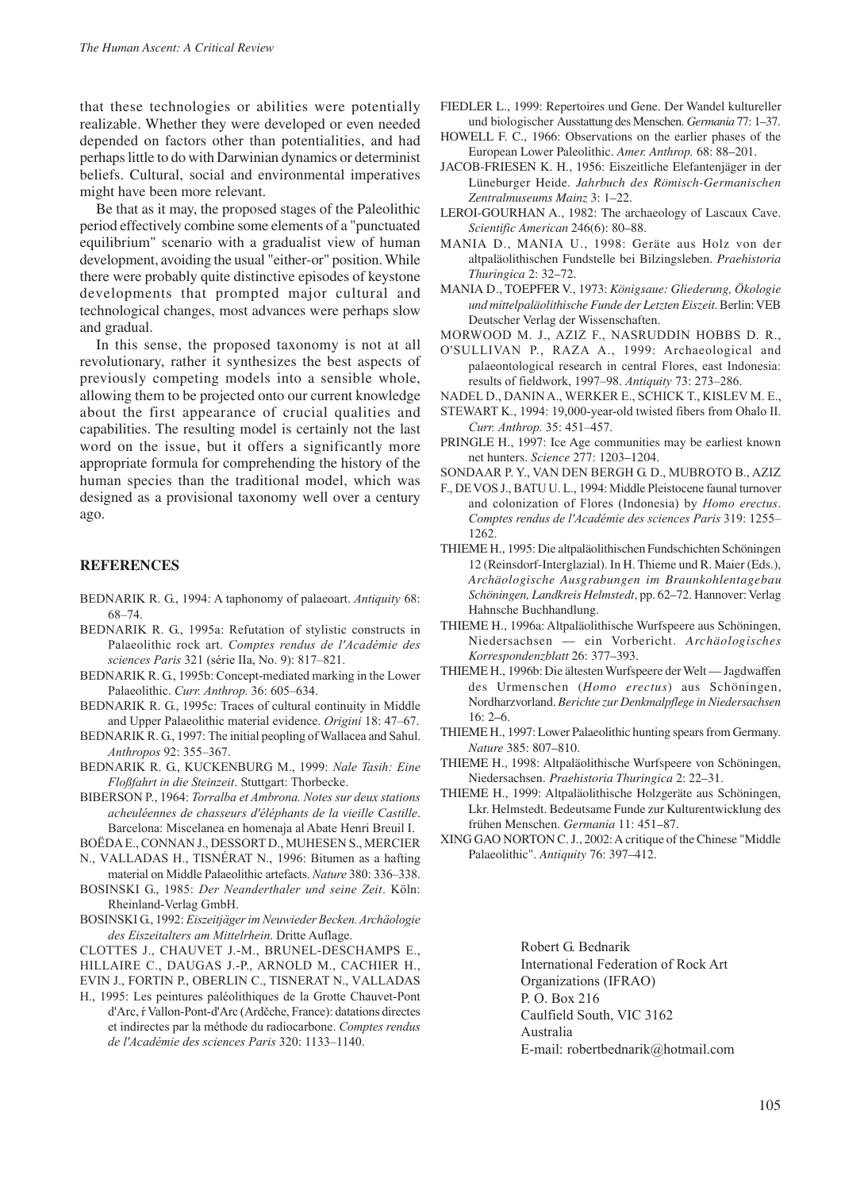that these technologies or abilities were potentially realizable. Whether they were developed or even needed depended on factors other than potentialities, and had perhaps little to do with Darwinian dynamics or determinist beliefs. Cultural, social and environmental imperatives might have been more relevant.

Be that as it may, the proposed stages of the Paleolithic period effectively combine some elements of a "punctuated equilibrium" scenario with a gradualist view of human development, avoiding the usual "either-or" position. While there were probably quite distinctive episodes of keystone developments that prompted major cultural and technological changes, most advances were perhaps slow and gradual.

In this sense, the proposed taxonomy is not at all revolutionary, rather it synthesizes the best aspects of previously competing models into a sensible whole, allowing them to be projected onto our current knowledge about the first appearance of crucial qualities and capabilities. The resulting model is certainly not the last word on the issue, but it offers a significantly more appropriate formula for comprehending the history of the human species than the traditional model, which was designed as a provisional taxonomy well over a century ago.

## REFERENCES

BEDNARIK R. G., 1994: A taphonomy of palaeoart. *Antiquity* 68: 68–74.

BEDNARIK R. G., 1995a: Refutation of stylistic constructs in Palaeolithic rock art. *Comptes rendus de l'Académie des sciences Paris* 321 (série IIa, No. 9): 817–821.

BEDNARIK R. G., 1995b: Concept-mediated marking in the Lower Palaeolithic. *Curr. Anthrop.* 36: 605–634.

BEDNARIK R. G., 1995c: Traces of cultural continuity in Middle and Upper Palaeolithic material evidence. *Origini* 18: 47–67.

BEDNARIK R. G., 1997: The initial peopling of Wallacea and Sahul. *Anthropos* 92: 355–367.

BEDNARIK R. G., KUCKENBURG M., 1999: *Nale Tasih: Eine Floßfahrt in die Steinzeit*. Stuttgart: Thorbecke.

BIBERSON P., 1964: *Torralba et Ambrona. Notes sur deux stations acheuléennes de chasseurs d'éléphants de la vieille Castille*. Barcelona: Miscelanea en homenaja al Abate Henri Breuil I.

BOËDA E., CONNAN J., DESSORT D., MUHESEN S., MERCIER N., VALLADAS H., TISNÉRAT N., 1996: Bitumen as a hafting material on Middle Palaeolithic artefacts. *Nature* 380: 336–338.

BOSINSKI G., 1985: *Der Neanderthaler und seine Zeit*. Köln: Rheinland-Verlag GmbH.

BOSINSKI G., 1992: *Eiszeitjäger im Neuwieder Becken. Archäologie des Eiszeitalters am Mittelrhein.* Dritte Auflage.

CLOTTES J., CHAUVET J.-M., BRUNEL-DESCHAMPS E., HILLAIRE C., DAUGAS J.-P., ARNOLD M., CACHIER H., EVIN J., FORTIN P., OBERLIN C., TISNERAT N., VALLADAS H., 1995: Les peintures paléolithiques de la Grotte Chauvet-Pont d'Arc, ŕ Vallon-Pont-d'Arc (Ardčche, France): datations directes et indirectes par la méthode du radiocarbone. *Comptes rendus de l'Académie des sciences Paris* 320: 1133–1140.

FIEDLER L., 1999: Repertoires und Gene. Der Wandel kultureller und biologischer Ausstattung des Menschen. *Germania* 77: 1–37.

HOWELL F. C., 1966: Observations on the earlier phases of the European Lower Paleolithic. *Amer. Anthrop.* 68: 88–201.

JACOB-FRIESEN K. H., 1956: Eiszeitliche Elefantenjäger in der Lüneburger Heide. *Jahrbuch des Römisch-Germanischen Zentralmuseums Mainz* 3: 1–22.

LEROI-GOURHAN A., 1982: The archaeology of Lascaux Cave. *Scientific American* 246(6): 80–88.

MANIA D., MANIA U., 1998: Geräte aus Holz von der altpaläolithischen Fundstelle bei Bilzingsleben. *Praehistoria Thuringica* 2: 32–72.

MANIA D., TOEPFER V., 1973: *Königsaue: Gliederung, Ökologie und mittelpaläolithische Funde der Letzten Eiszeit*. Berlin: VEB Deutscher Verlag der Wissenschaften.

MORWOOD M. J., AZIZ F., NASRUDDIN HOBBS D. R., O'SULLIVAN P., RAZA A., 1999: Archaeological and palaeontological research in central Flores, east Indonesia: results of fieldwork, 1997–98. *Antiquity* 73: 273–286.

NADEL D., DANIN A., WERKER E., SCHICK T., KISLEV M. E., STEWART K., 1994: 19,000-year-old twisted fibers from Ohalo II. *Curr. Anthrop.* 35: 451–457.

PRINGLE H., 1997: Ice Age communities may be earliest known net hunters. *Science* 277: 1203–1204.

SONDAAR P. Y., VAN DEN BERGH G. D., MUBROTO B., AZIZ F., DE VOS J., BATU U. L., 1994: Middle Pleistocene faunal turnover and colonization of Flores (Indonesia) by *Homo erectus*. *Comptes rendus de l'Académie des sciences Paris* 319: 1255–1262.

THIEME H., 1995: Die altpaläolithischen Fundschichten Schöningen 12 (Reinsdorf-Interglazial). In H. Thieme und R. Maier (Eds.), *Archäologische Ausgrabungen im Braunkohlentagebau Schöningen, Landkreis Helmstedt*, pp. 62–72. Hannover: Verlag Hahnsche Buchhandlung.

THIEME H., 1996a: Altpaläolithische Wurfspeere aus Schöningen, Niedersachsen — ein Vorbericht. *Archäologisches Korrespondenzblatt* 26: 377–393.

THIEME H., 1996b: Die ältesten Wurfspeere der Welt — Jagdwaffen des Urmenschen (*Homo erectus*) aus Schöningen, Nordharzvorland. *Berichte zur Denkmalpflege in Niedersachsen* 16: 2–6.

THIEME H., 1997: Lower Palaeolithic hunting spears from Germany. *Nature* 385: 807–810.

THIEME H., 1998: Altpaläolithische Wurfspeere von Schöningen, Niedersachsen. *Praehistoria Thuringica* 2: 22–31.

THIEME H., 1999: Altpaläolithische Holzgeräte aus Schöningen, Lkr. Helmstedt. Bedeutsame Funde zur Kulturentwicklung des frühen Menschen. *Germania* 11: 451–87.

XING GAO NORTON C. J., 2002: A critique of the Chinese "Middle Palaeolithic". *Antiquity* 76: 397–412.

Robert G. Bednarik
International Federation of Rock Art Organizations (IFRAO)
P. O. Box 216
Caulfield South, VIC 3162
Australia
E-mail: robertbednarik@hotmail.com